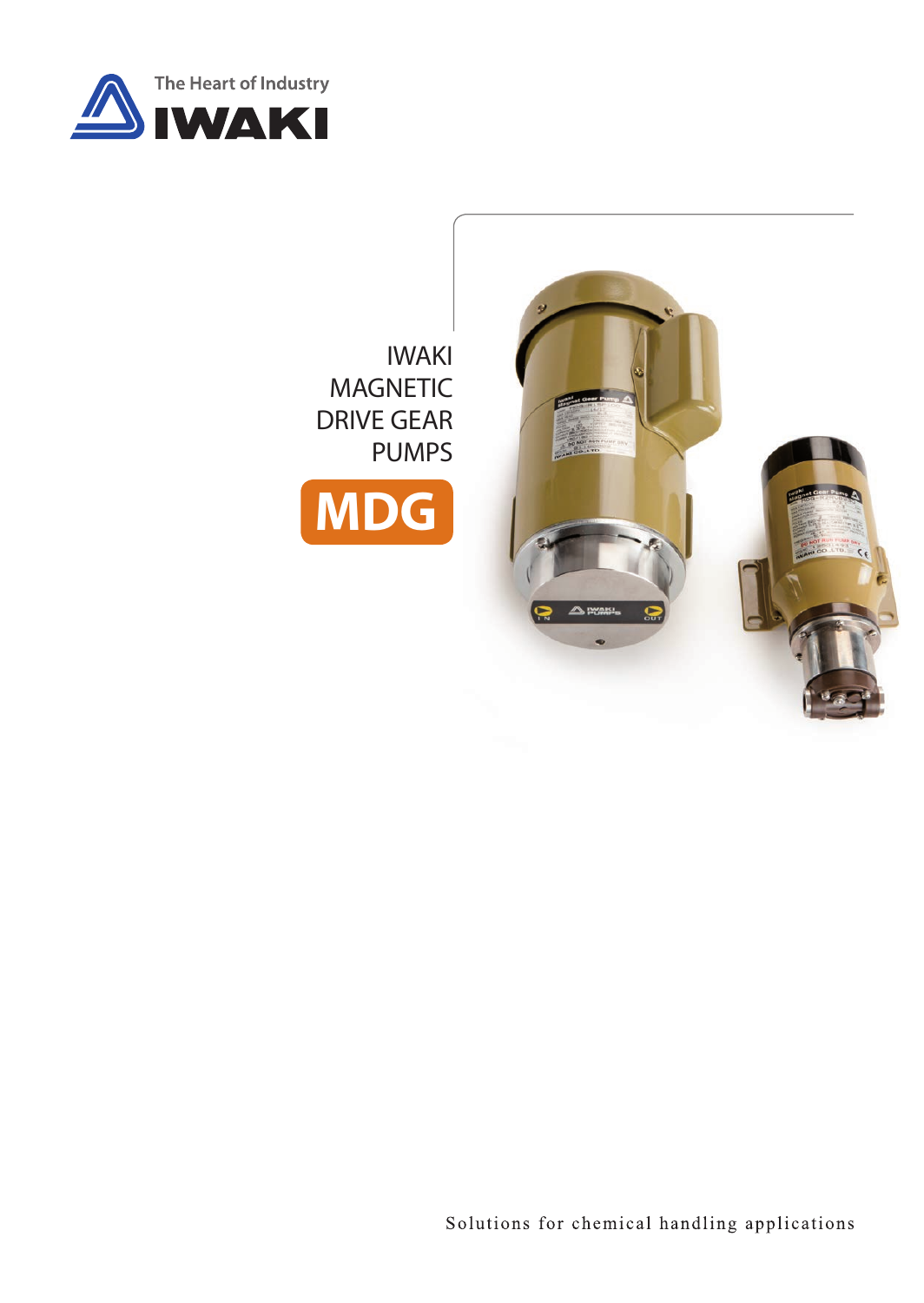The Heart of Industry

IWAKI

# IWAKI MAGNETIC DRIVE GEAR PUMPS

# MDG

Solutions for chemical handling applications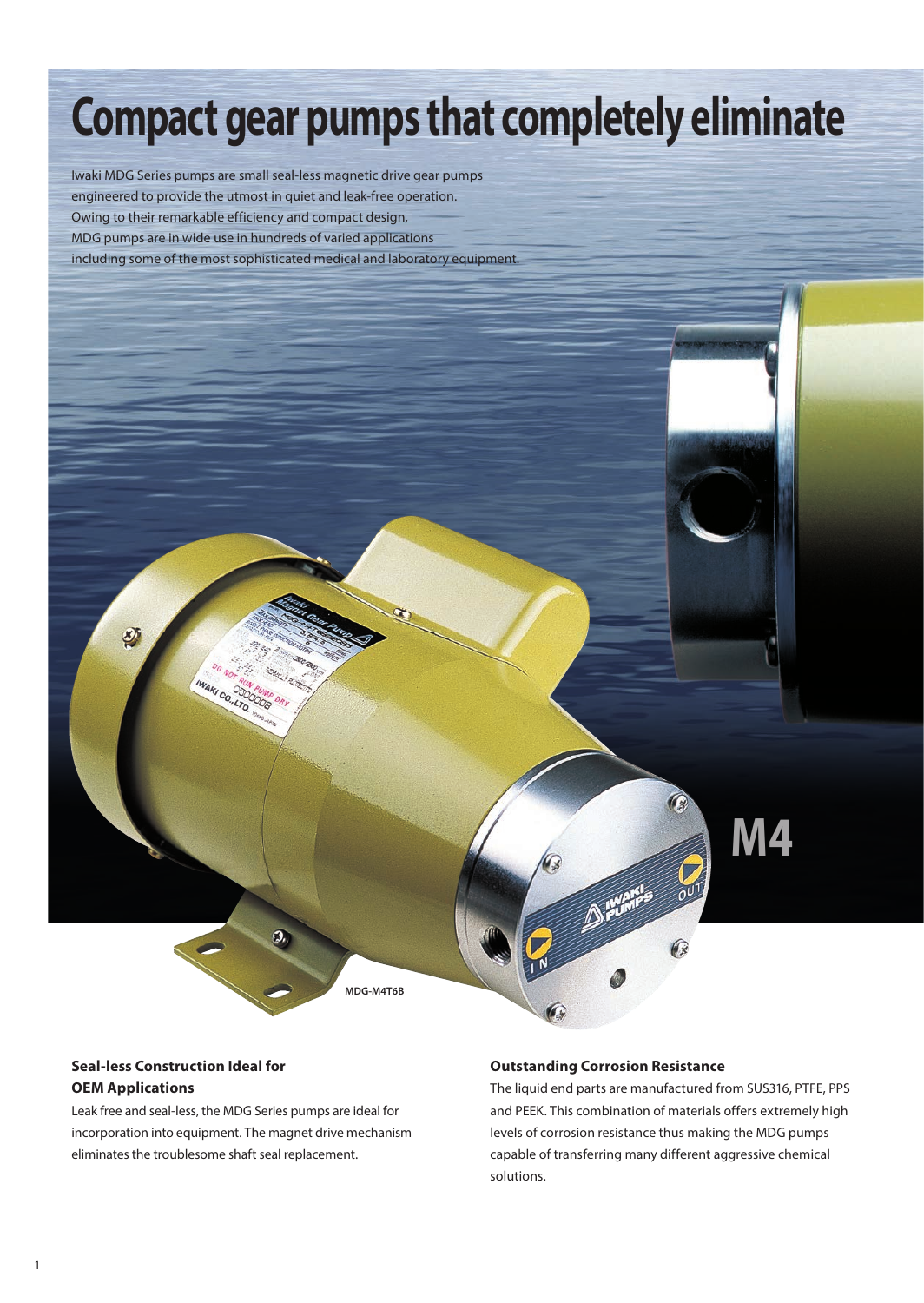# Compact gear pumps that completely eliminate

Iwaki MDG Series pumps are small seal-less magnetic drive gear pumps engineered to provide the utmost in quiet and leak-free operation. Owing to their remarkable efficiency and compact design, MDG pumps are in wide use in hundreds of varied applications including some of the most sophisticated medical and laboratory equipment.

M4

MDG-M4T6B

### Seal-less Construction Ideal for OEM Applications

Leak free and seal-less, the MDG Series pumps are ideal for incorporation into equipment. The magnet drive mechanism eliminates the troublesome shaft seal replacement.

### Outstanding Corrosion Resistance

The liquid end parts are manufactured from SUS316, PTFE, PPS and PEEK. This combination of materials offers extremely high levels of corrosion resistance thus making the MDG pumps capable of transferring many different aggressive chemical solutions.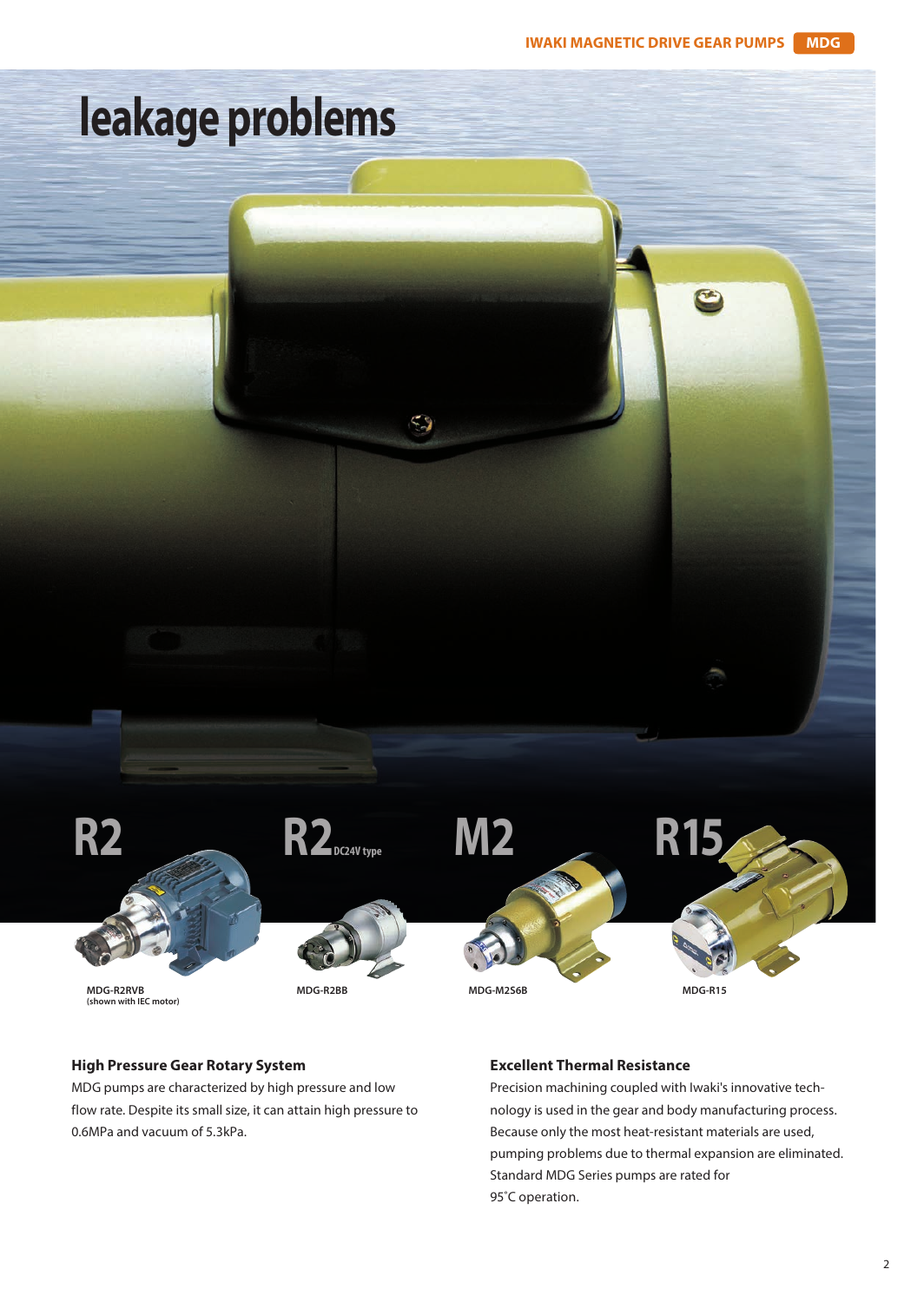# leakage problems

R2

MDG-R2RVB
(shown with IEC motor)

R2 DC24V type

MDG-R2BB

M2

MDG-M2S6B

R15

MDG-R15

### High Pressure Gear Rotary System

MDG pumps are characterized by high pressure and low flow rate. Despite its small size, it can attain high pressure to 0.6MPa and vacuum of 5.3kPa.

### Excellent Thermal Resistance

Precision machining coupled with Iwaki's innovative technology is used in the gear and body manufacturing process. Because only the most heat-resistant materials are used, pumping problems due to thermal expansion are eliminated. Standard MDG Series pumps are rated for 95˚C operation.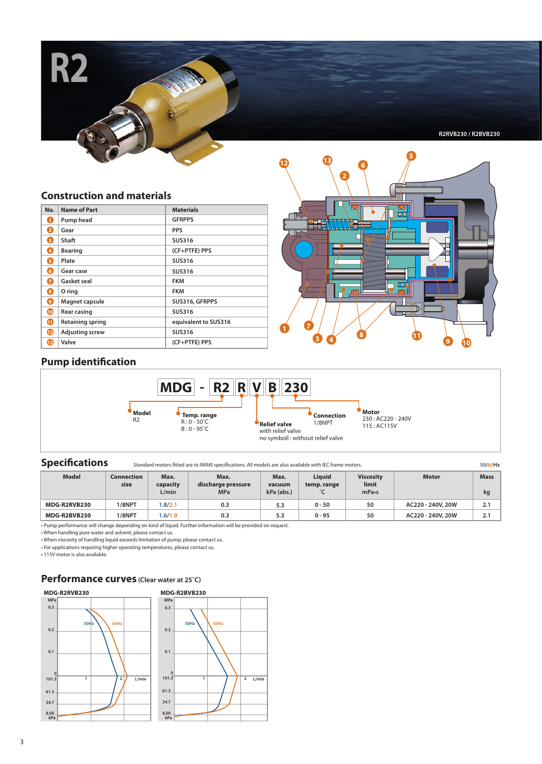# R2

R2RVB230 / R2BVB230

## Construction and materials

| No. | Name of Part | Materials |
|---|---|---|
| 1 | Pump head | GFRPPS |
| 2 | Gear | PPS |
| 3 | Shaft | SUS316 |
| 4 | Bearing | (CF+PTFE) PPS |
| 5 | Plate | SUS316 |
| 6 | Gear case | SUS316 |
| 7 | Gasket seal | FKM |
| 8 | O ring | FKM |
| 9 | Magnet capsule | SUS316, GFRPPS |
| 10 | Rear casing | SUS316 |
| 11 | Retaining spring | equivalent to SUS316 |
| 12 | Adjusting screw | SUS316 |
| 13 | Valve | (CF+PTFE) PPS |

## Pump identification

**MDG - R2 R V B 230**

- **Model**: R2
- **Temp. range**: R : 0 - 50˚C, B : 0 - 95˚C
- **Relief valve**: V: with relief valve; no symbol : without relief valve
- **Connection**: B: 1/8NPT
- **Motor**: 230 : AC220 - 240V, 115 : AC115V

## Specifications

Standard motors fitted are to IWAKI specifications. All models are also available with IEC frame motors. 50/60Hz

| Model | Connection size | Max. capacity L/min | Max. discharge pressure MPa | Max. vacuum kPa (abs.) | Liquid temp. range ˚C | Viscosity limit mPa•s | Motor | Mass kg |
|---|---|---|---|---|---|---|---|---|
| MDG-R2RVB230 | 1/8NPT | 1.8/2.1 | 0.3 | 5.3 | 0 - 50 | 50 | AC220 - 240V, 20W | 2.1 |
| MDG-R2BVB230 | 1/8NPT | 1.6/1.9 | 0.3 | 5.3 | 0 - 95 | 50 | AC220 - 240V, 20W | 2.1 |

- Pump performance will change depending on kind of liquid. Further information will be provided on request.
- When handling pure water and solvent, please contact us.
- When viscosity of handling liquid exceeds limitation of pump, please contact us.
- For applications requiring higher operating temperatures, please contact us.
- 115V motor is also available.

## Performance curves (Clear water at 25˚C)

MDG-R2RVB230

MDG-R2BVB230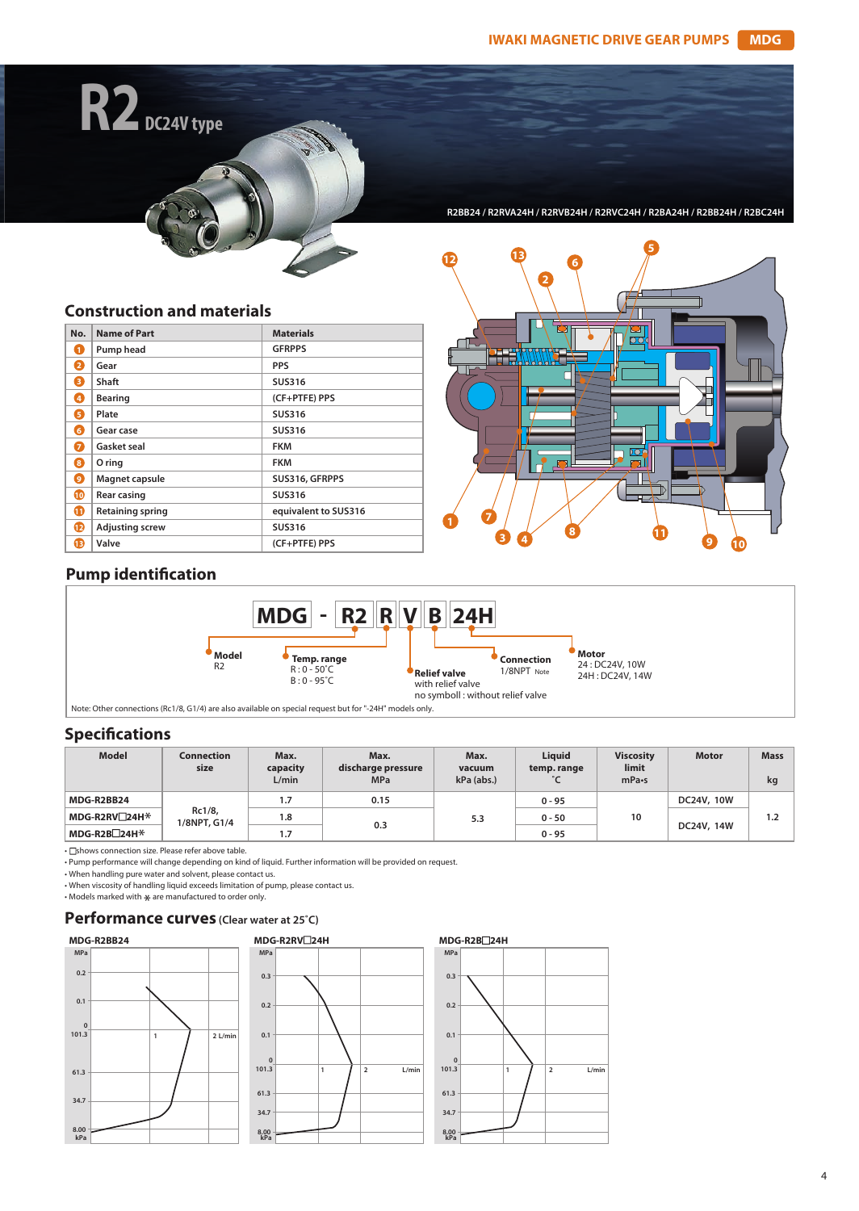# R2 DC24V type

R2BB24 / R2RVA24H / R2RVB24H / R2RVC24H / R2BA24H / R2BB24H / R2BC24H

## Construction and materials

| No. | Name of Part | Materials |
|---|---|---|
| 1 | Pump head | GFRPPS |
| 2 | Gear | PPS |
| 3 | Shaft | SUS316 |
| 4 | Bearing | (CF+PTFE) PPS |
| 5 | Plate | SUS316 |
| 6 | Gear case | SUS316 |
| 7 | Gasket seal | FKM |
| 8 | O ring | FKM |
| 9 | Magnet capsule | SUS316, GFRPPS |
| 10 | Rear casing | SUS316 |
| 11 | Retaining spring | equivalent to SUS316 |
| 12 | Adjusting screw | SUS316 |
| 13 | Valve | (CF+PTFE) PPS |

## Pump identification

MDG - R2 R V B 24H

- **Model**: R2
- **Temp. range**: R : 0 - 50˚C, B : 0 - 95˚C
- **Relief valve**: V : with relief valve; no symboll : without relief valve
- **Connection**: 1/8NPT Note
- **Motor**: 24 : DC24V, 10W; 24H : DC24V, 14W

Note: Other connections (Rc1/8, G1/4) are also available on special request but for "-24H" models only.

## Specifications

| Model | Connection size | Max. capacity L/min | Max. discharge pressure MPa | Max. vacuum kPa (abs.) | Liquid temp. range ˚C | Viscosity limit mPa•s | Motor | Mass kg |
|---|---|---|---|---|---|---|---|---|
| MDG-R2BB24 | Rc1/8, 1/8NPT, G1/4 | 1.7 | 0.15 | 5.3 | 0 - 95 | 10 | DC24V, 10W | 1.2 |
| MDG-R2RV□24H* | | 1.8 | 0.3 | | 0 - 50 | | DC24V, 14W | |
| MDG-R2B□24H* | | 1.7 | | | 0 - 95 | | | |

- □shows connection size. Please refer above table.
- Pump performance will change depending on kind of liquid. Further information will be provided on request.
- When handling pure water and solvent, please contact us.
- When viscosity of handling liquid exceeds limitation of pump, please contact us.
- Models marked with * are manufactured to order only.

## Performance curves (Clear water at 25˚C)

MDG-R2BB24

MDG-R2RV□24H

MDG-R2B□24H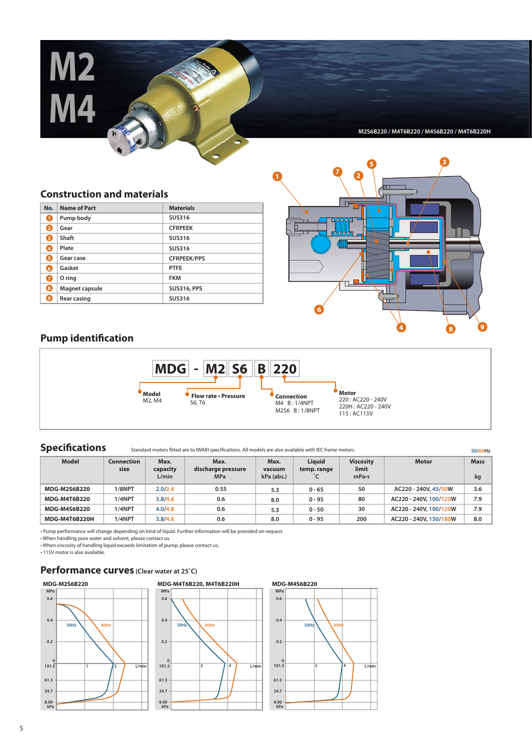# M2
# M4

M2S6B220 / M4T6B220 / M4S6B220 / M4T6B220H

## Construction and materials

| No. | Name of Part | Materials |
|---|---|---|
| 1 | Pump body | SUS316 |
| 2 | Gear | CFRPEEK |
| 3 | Shaft | SUS316 |
| 4 | Plate | SUS316 |
| 5 | Gear case | CFRPEEK/PPS |
| 6 | Gasket | PTFE |
| 7 | O ring | FKM |
| 8 | Magnet capsule | SUS316, PPS |
| 9 | Rear casing | SUS316 |

## Pump identification

**MDG - M2 S6 B 220**

- **Model**: M2, M4
- **Flow rate • Pressure**: S6, T6
- **Connection**: M4 B : 1/4NPT; M2S6 B : 1/8NPT
- **Motor**: 220 : AC220 - 240V; 220H : AC220 - 240V; 115 : AC115V

## Specifications

Standard motors fitted are to IWAKI specifications. All models are also available with IEC frame motors.

50/60Hz

| Model | Connection size | Max. capacity L/min | Max. discharge pressure MPa | Max. vacuum kPa (abs.) | Liquid temp. range ˚C | Viscosity limit mPa•s | Motor | Mass kg |
|---|---|---|---|---|---|---|---|---|
| MDG-M2S6B220 | 1/8NPT | 2.0/2.4 | 0.55 | 5.3 | 0 - 65 | 50 | AC220 - 240V, 45/50W | 3.6 |
| MDG-M4T6B220 | 1/4NPT | 3.8/4.6 | 0.6 | 8.0 | 0 - 95 | 80 | AC220 - 240V, 100/120W | 7.9 |
| MDG-M4S6B220 | 1/4NPT | 4.0/4.8 | 0.6 | 5.3 | 0 - 50 | 30 | AC220 - 240V, 100/120W | 7.9 |
| MDG-M4T6B220H | 1/4NPT | 3.8/4.6 | 0.6 | 8.0 | 0 - 95 | 200 | AC220 - 240V, 150/180W | 8.0 |

- Pump performance will change depending on kind of liquid. Further information will be provided on request.
- When handling pure water and solvent, please contact us.
- When viscosity of handling liquid exceeds limitation of pump, please contact us.
- 115V motor is also available.

## Performance curves (Clear water at 25˚C)

MDG-M2S6B220

MDG-M4T6B220, M4T6B220H

MDG-M4S6B220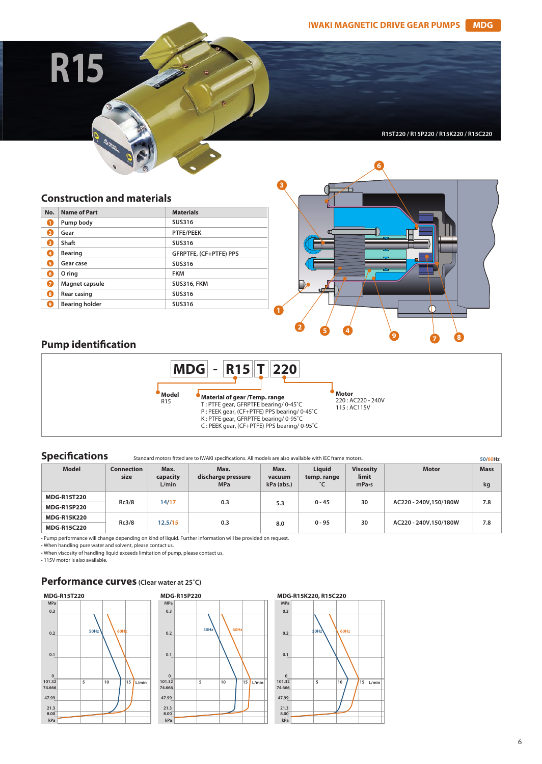IWAKI MAGNETIC DRIVE GEAR PUMPS **MDG**

# R15

R15T220 / R15P220 / R15K220 / R15C220

## Construction and materials

| No. | Name of Part | Materials |
|---|---|---|
| 1 | Pump body | SUS316 |
| 2 | Gear | PTFE/PEEK |
| 3 | Shaft | SUS316 |
| 4 | Bearing | GFRPTFE, (CF+PTFE) PPS |
| 5 | Gear case | SUS316 |
| 6 | O ring | FKM |
| 7 | Magnet capsule | SUS316, FKM |
| 8 | Rear casing | SUS316 |
| 9 | Bearing holder | SUS316 |

## Pump identification

**MDG - R15 T 220**

**Model**
R15

**Material of gear /Temp. range**
T : PTFE gear, GFRPTFE bearing/ 0-45˚C
P : PEEK gear, (CF+PTFE) PPS bearing/ 0-45˚C
K : PTFE gear, GFRPTFE bearing/ 0-95˚C
C : PEEK gear, (CF+PTFE) PPS bearing/ 0-95˚C

**Motor**
220 : AC220 - 240V
115 : AC115V

## Specifications

Standard motors fitted are to IWAKI specifications. All models are also available with IEC frame motors.

50/60Hz

| Model | Connection size | Max. capacity L/min | Max. discharge pressure MPa | Max. vacuum kPa (abs.) | Liquid temp. range ˚C | Viscosity limit mPa•s | Motor | Mass kg |
|---|---|---|---|---|---|---|---|---|
| MDG-R15T220 | Rc3/8 | 14/17 | 0.3 | 5.3 | 0 - 45 | 30 | AC220 - 240V,150/180W | 7.8 |
| MDG-R15P220 | | | | | | | | |
| MDG-R15K220 | Rc3/8 | 12.5/15 | 0.3 | 8.0 | 0 - 95 | 30 | AC220 - 240V,150/180W | 7.8 |
| MDG-R15C220 | | | | | | | | |

- Pump performance will change depending on kind of liquid. Further information will be provided on request.
- When handling pure water and solvent, please contact us.
- When viscosity of handling liquid exceeds limitation of pump, please contact us.
- 115V motor is also available.

## Performance curves (Clear water at 25˚C)

MDG-R15T220

MDG-R15P220

MDG-R15K220, R15C220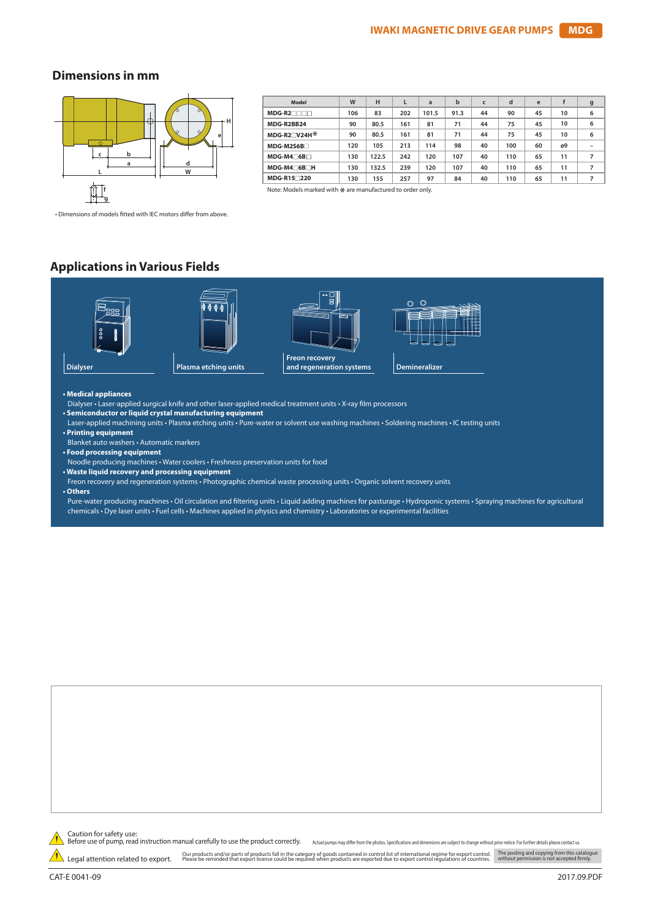## Dimensions in mm

H

e

c

b

a

L

d

W

f

g

| Model | W | H | L | a | b | c | d | e | f | g |
|---|---|---|---|---|---|---|---|---|---|---|
| MDG-R2□□□□ | 106 | 83 | 202 | 101.5 | 91.3 | 44 | 90 | 45 | 10 | 6 |
| MDG-R2BB24 | 90 | 80.5 | 161 | 81 | 71 | 44 | 75 | 45 | 10 | 6 |
| MDG-R2□V24H* | 90 | 80.5 | 161 | 81 | 71 | 44 | 75 | 45 | 10 | 6 |
| MDG-M2S6B□ | 120 | 105 | 213 | 114 | 98 | 40 | 100 | 60 | ø9 | – |
| MDG-M4□6B□ | 130 | 122.5 | 242 | 120 | 107 | 40 | 110 | 65 | 11 | 7 |
| MDG-M4□6B□H | 130 | 132.5 | 239 | 120 | 107 | 40 | 110 | 65 | 11 | 7 |
| MDG-R15□220 | 130 | 155 | 257 | 97 | 84 | 40 | 110 | 65 | 11 | 7 |

Note: Models marked with * are manufactured to order only.

• Dimensions of models fitted with IEC motors differ from above.

## Applications in Various Fields

Dialyser

Plasma etching units

Freon recovery and regeneration systems

Demineralizer

- **Medical appliances**
  Dialyser • Laser-applied surgical knife and other laser-applied medical treatment units • X-ray film processors
- **Semiconductor or liquid crystal manufacturing equipment**
  Laser-applied machining units • Plasma etching units • Pure-water or solvent use washing machines • Soldering machines • IC testing units
- **Printing equipment**
  Blanket auto washers • Automatic markers
- **Food processing equipment**
  Noodle producing machines • Water coolers • Freshness preservation units for food
- **Waste liquid recovery and processing equipment**
  Freon recovery and regeneration systems • Photographic chemical waste processing units • Organic solvent recovery units
- **Others**
  Pure-water producing machines • Oil circulation and filtering units • Liquid adding machines for pasturage • Hydroponic systems • Spraying machines for agricultural chemicals • Dye laser units • Fuel cells • Machines applied in physics and chemistry • Laboratories or experimental facilities

Caution for safety use:
Before use of pump, read instruction manual carefully to use the product correctly.

Actual pumps may differ from the photos. Specifications and dimensions are subject to change without prior notice. For further details please contact us.

Legal attention related to export.

Our products and/or parts of products fall in the category of goods contained in control list of international regime for export control. Please be reminded that export license could be required when products are exported due to export control regulations of countries.

The posting and copying from this catalogue without permission is not accepted firmly.

CAT-E 0041-09

2017.09.PDF